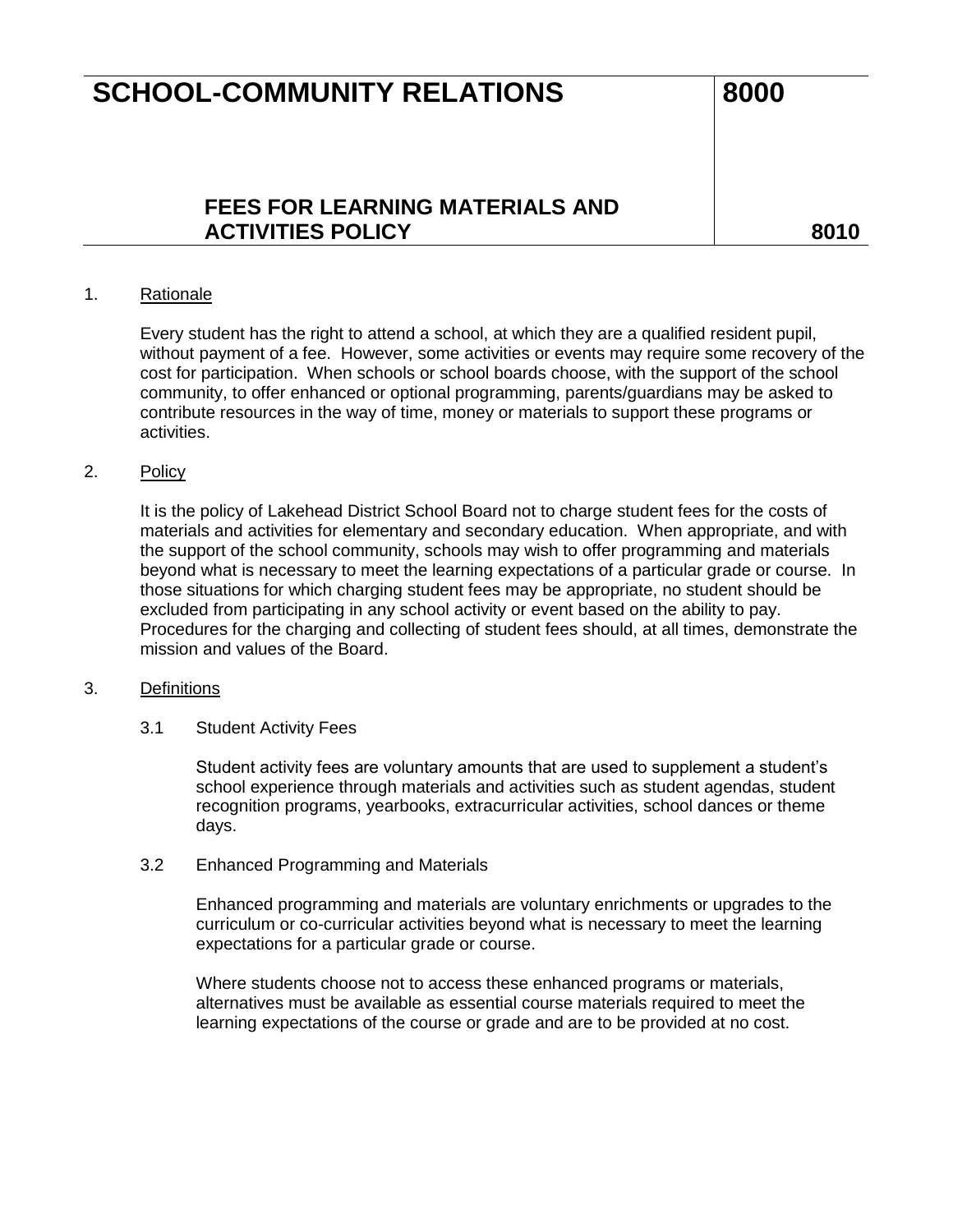# SCHOOL-COMMUNITY RELATIONS — 8000

## FEES FOR LEARNING MATERIALS AND ACTIVITIES POLICY — 8010

1. Rationale

   Every student has the right to attend a school, at which they are a qualified resident pupil, without payment of a fee. However, some activities or events may require some recovery of the cost for participation. When schools or school boards choose, with the support of the school community, to offer enhanced or optional programming, parents/guardians may be asked to contribute resources in the way of time, money or materials to support these programs or activities.

2. Policy

   It is the policy of Lakehead District School Board not to charge student fees for the costs of materials and activities for elementary and secondary education. When appropriate, and with the support of the school community, schools may wish to offer programming and materials beyond what is necessary to meet the learning expectations of a particular grade or course. In those situations for which charging student fees may be appropriate, no student should be excluded from participating in any school activity or event based on the ability to pay. Procedures for the charging and collecting of student fees should, at all times, demonstrate the mission and values of the Board.

3. Definitions

   3.1 Student Activity Fees

   Student activity fees are voluntary amounts that are used to supplement a student's school experience through materials and activities such as student agendas, student recognition programs, yearbooks, extracurricular activities, school dances or theme days.

   3.2 Enhanced Programming and Materials

   Enhanced programming and materials are voluntary enrichments or upgrades to the curriculum or co-curricular activities beyond what is necessary to meet the learning expectations for a particular grade or course.

   Where students choose not to access these enhanced programs or materials, alternatives must be available as essential course materials required to meet the learning expectations of the course or grade and are to be provided at no cost.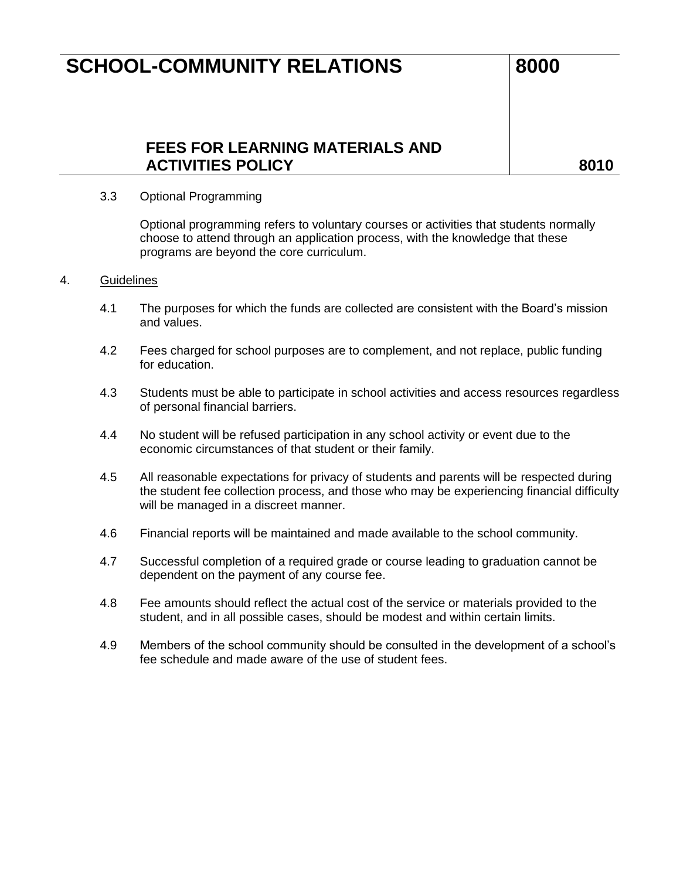3.3 Optional Programming

Optional programming refers to voluntary courses or activities that students normally choose to attend through an application process, with the knowledge that these programs are beyond the core curriculum.

4. Guidelines

4.1 The purposes for which the funds are collected are consistent with the Board's mission and values.

4.2 Fees charged for school purposes are to complement, and not replace, public funding for education.

4.3 Students must be able to participate in school activities and access resources regardless of personal financial barriers.

4.4 No student will be refused participation in any school activity or event due to the economic circumstances of that student or their family.

4.5 All reasonable expectations for privacy of students and parents will be respected during the student fee collection process, and those who may be experiencing financial difficulty will be managed in a discreet manner.

4.6 Financial reports will be maintained and made available to the school community.

4.7 Successful completion of a required grade or course leading to graduation cannot be dependent on the payment of any course fee.

4.8 Fee amounts should reflect the actual cost of the service or materials provided to the student, and in all possible cases, should be modest and within certain limits.

4.9 Members of the school community should be consulted in the development of a school's fee schedule and made aware of the use of student fees.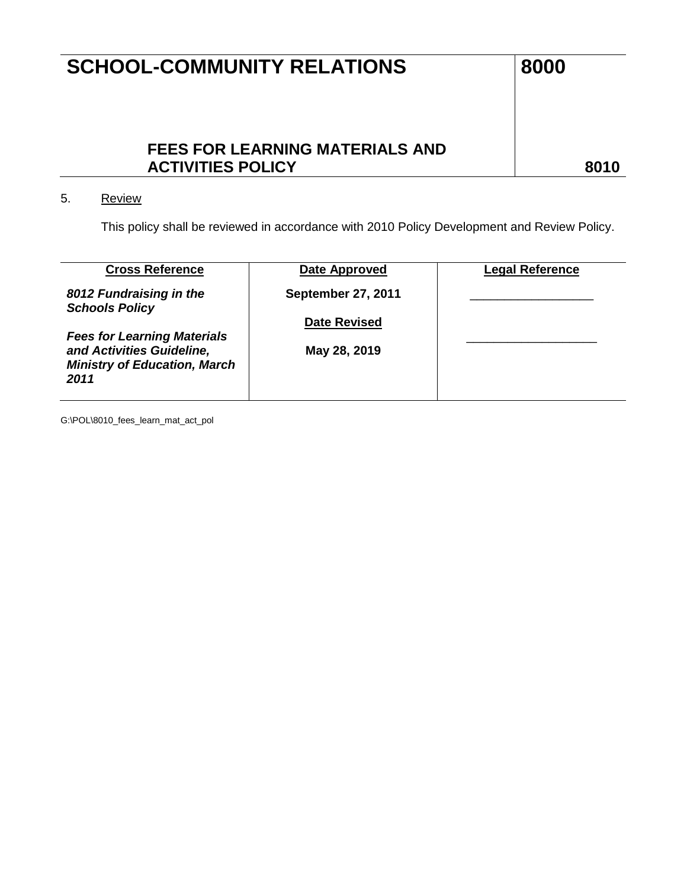## 5. Review

This policy shall be reviewed in accordance with 2010 Policy Development and Review Policy.

| Cross Reference | Date Approved | Legal Reference |
|---|---|---|
| ***8012 Fundraising in the Schools Policy*** | **September 27, 2011** | \_\_\_\_\_\_\_\_\_\_\_\_\_\_\_\_\_\_ |
| ***Fees for Learning Materials and Activities Guideline, Ministry of Education, March 2011*** | **Date Revised** | \_\_\_\_\_\_\_\_\_\_\_\_\_\_\_\_\_\_\_ |
| | **May 28, 2019** | |

G:\POL\8010_fees_learn_mat_act_pol